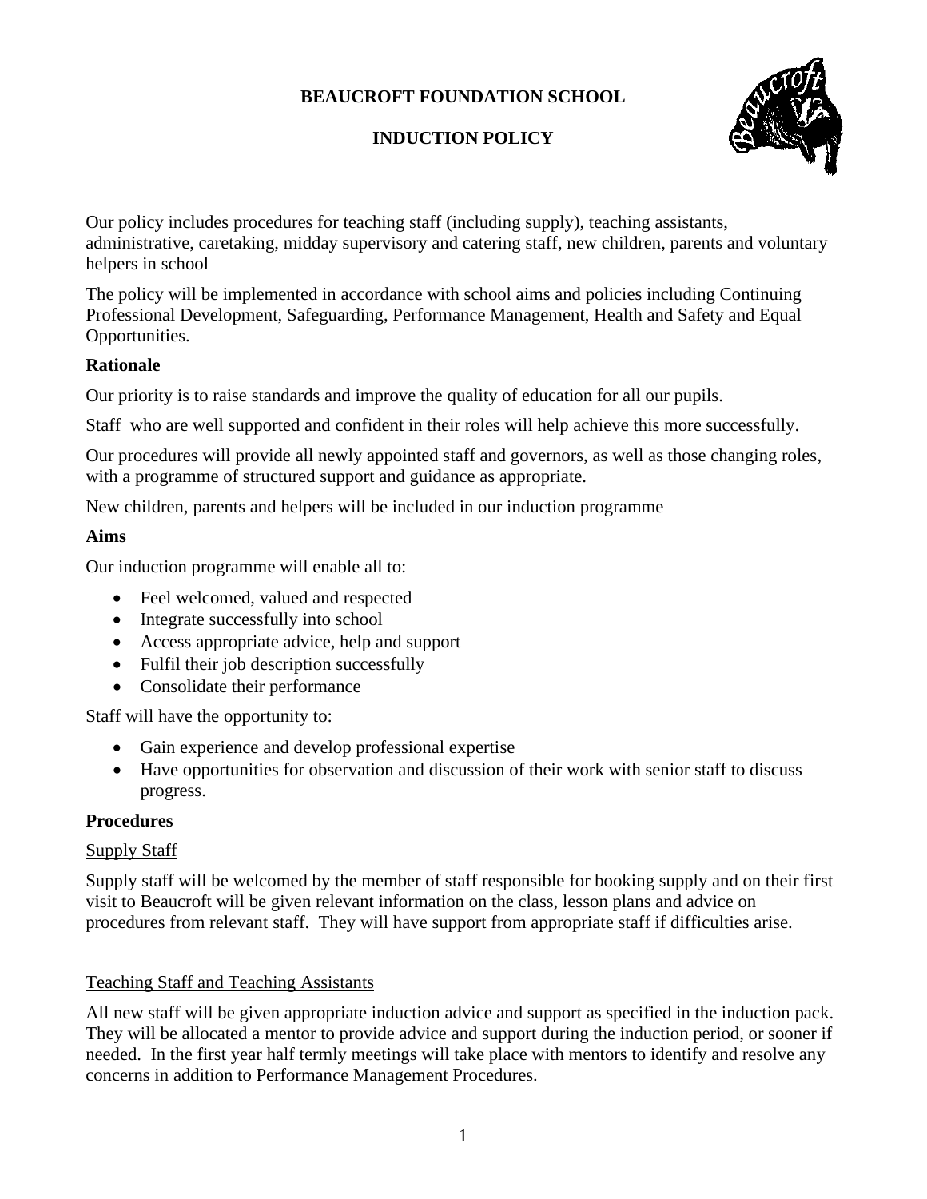# BEAUCROFT FOUNDATION SCHOOL

## INDUCTION POLICY

Our policy includes procedures for teaching staff (including supply), teaching assistants, administrative, caretaking, midday supervisory and catering staff, new children, parents and voluntary helpers in school

The policy will be implemented in accordance with school aims and policies including Continuing Professional Development, Safeguarding, Performance Management, Health and Safety and Equal Opportunities.

**Rationale**

Our priority is to raise standards and improve the quality of education for all our pupils.

Staff who are well supported and confident in their roles will help achieve this more successfully.

Our procedures will provide all newly appointed staff and governors, as well as those changing roles, with a programme of structured support and guidance as appropriate.

New children, parents and helpers will be included in our induction programme

**Aims**

Our induction programme will enable all to:

- Feel welcomed, valued and respected
- Integrate successfully into school
- Access appropriate advice, help and support
- Fulfil their job description successfully
- Consolidate their performance

Staff will have the opportunity to:

- Gain experience and develop professional expertise
- Have opportunities for observation and discussion of their work with senior staff to discuss progress.

**Procedures**

<u>Supply Staff</u>

Supply staff will be welcomed by the member of staff responsible for booking supply and on their first visit to Beaucroft will be given relevant information on the class, lesson plans and advice on procedures from relevant staff. They will have support from appropriate staff if difficulties arise.

<u>Teaching Staff and Teaching Assistants</u>

All new staff will be given appropriate induction advice and support as specified in the induction pack. They will be allocated a mentor to provide advice and support during the induction period, or sooner if needed. In the first year half termly meetings will take place with mentors to identify and resolve any concerns in addition to Performance Management Procedures.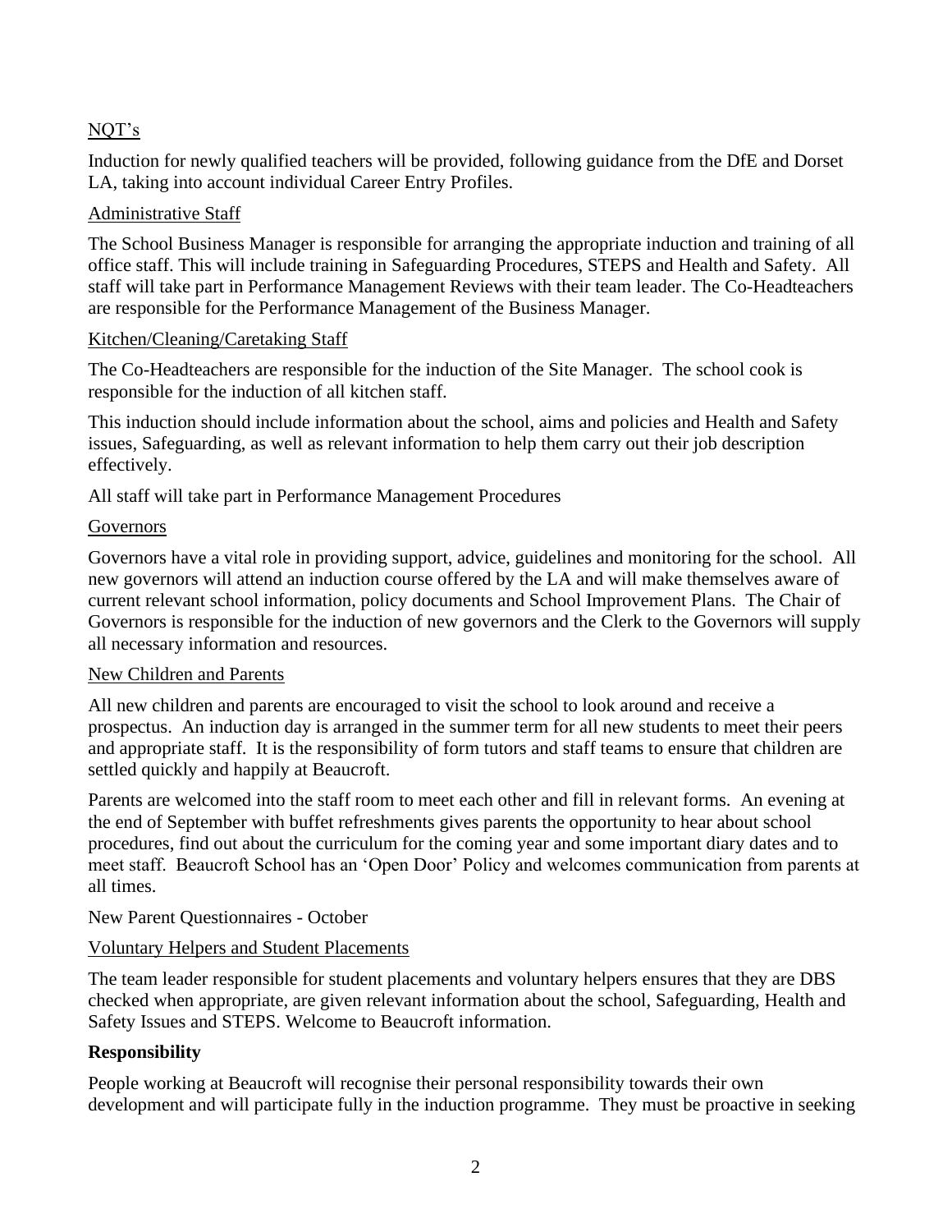NQT's

Induction for newly qualified teachers will be provided, following guidance from the DfE and Dorset LA, taking into account individual Career Entry Profiles.

Administrative Staff

The School Business Manager is responsible for arranging the appropriate induction and training of all office staff. This will include training in Safeguarding Procedures, STEPS and Health and Safety. All staff will take part in Performance Management Reviews with their team leader. The Co-Headteachers are responsible for the Performance Management of the Business Manager.

Kitchen/Cleaning/Caretaking Staff

The Co-Headteachers are responsible for the induction of the Site Manager. The school cook is responsible for the induction of all kitchen staff.

This induction should include information about the school, aims and policies and Health and Safety issues, Safeguarding, as well as relevant information to help them carry out their job description effectively.

All staff will take part in Performance Management Procedures

Governors

Governors have a vital role in providing support, advice, guidelines and monitoring for the school. All new governors will attend an induction course offered by the LA and will make themselves aware of current relevant school information, policy documents and School Improvement Plans. The Chair of Governors is responsible for the induction of new governors and the Clerk to the Governors will supply all necessary information and resources.

New Children and Parents

All new children and parents are encouraged to visit the school to look around and receive a prospectus. An induction day is arranged in the summer term for all new students to meet their peers and appropriate staff. It is the responsibility of form tutors and staff teams to ensure that children are settled quickly and happily at Beaucroft.

Parents are welcomed into the staff room to meet each other and fill in relevant forms. An evening at the end of September with buffet refreshments gives parents the opportunity to hear about school procedures, find out about the curriculum for the coming year and some important diary dates and to meet staff. Beaucroft School has an 'Open Door' Policy and welcomes communication from parents at all times.

New Parent Questionnaires - October

Voluntary Helpers and Student Placements

The team leader responsible for student placements and voluntary helpers ensures that they are DBS checked when appropriate, are given relevant information about the school, Safeguarding, Health and Safety Issues and STEPS. Welcome to Beaucroft information.

**Responsibility**

People working at Beaucroft will recognise their personal responsibility towards their own development and will participate fully in the induction programme. They must be proactive in seeking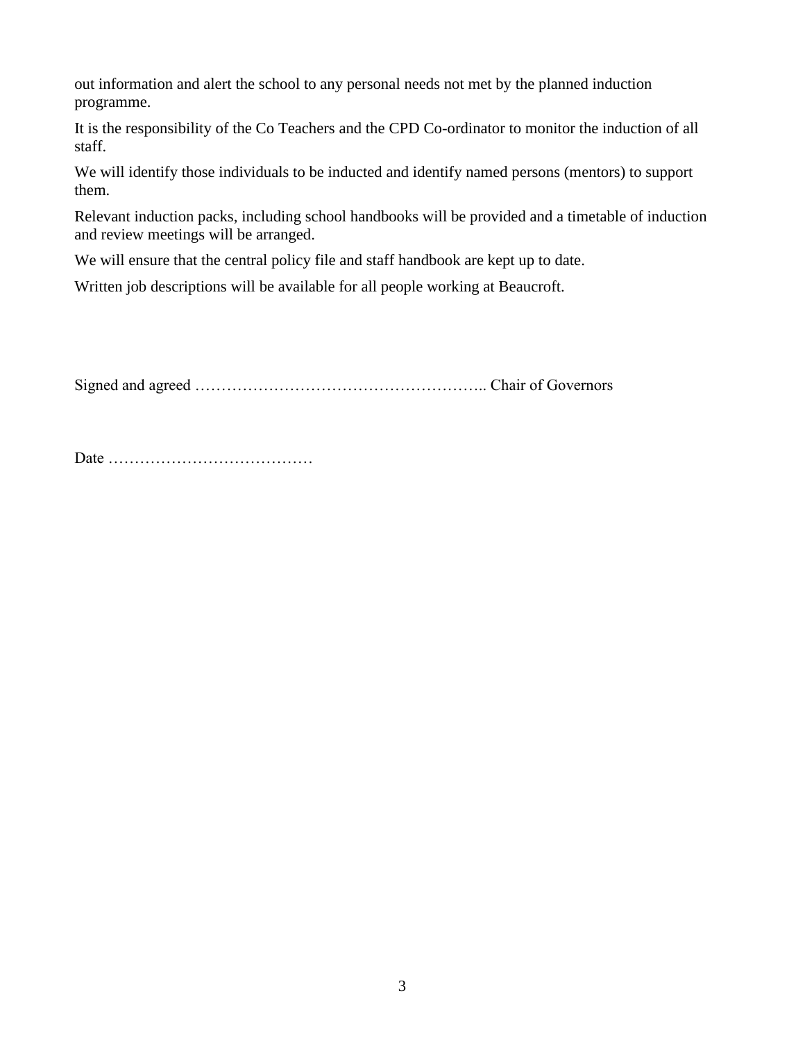out information and alert the school to any personal needs not met by the planned induction programme.

It is the responsibility of the Co Teachers and the CPD Co-ordinator to monitor the induction of all staff.

We will identify those individuals to be inducted and identify named persons (mentors) to support them.

Relevant induction packs, including school handbooks will be provided and a timetable of induction and review meetings will be arranged.

We will ensure that the central policy file and staff handbook are kept up to date.

Written job descriptions will be available for all people working at Beaucroft.

Signed and agreed ……………………………………………….. Chair of Governors

Date …………………………………